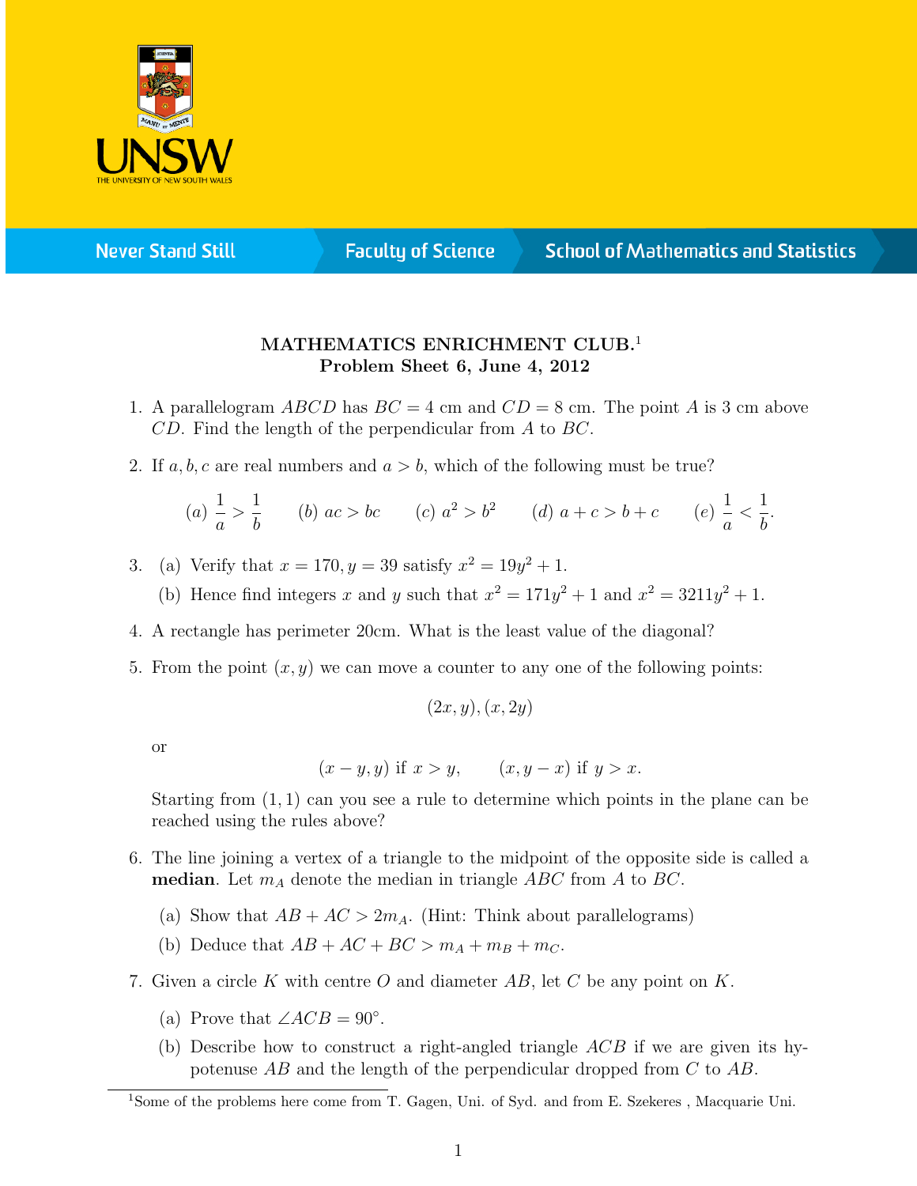**MATHEMATICS ENRICHMENT CLUB.**[1]
**Problem Sheet 6, June 4, 2012**

1. A parallelogram $ABCD$ has $BC = 4$ cm and $CD = 8$ cm. The point $A$ is 3 cm above $CD$. Find the length of the perpendicular from $A$ to $BC$.

2. If $a, b, c$ are real numbers and $a > b$, which of the following must be true?

$$(a)\ \frac{1}{a} > \frac{1}{b} \qquad (b)\ ac > bc \qquad (c)\ a^2 > b^2 \qquad (d)\ a + c > b + c \qquad (e)\ \frac{1}{a} < \frac{1}{b}.$$

3. (a) Verify that $x = 170, y = 39$ satisfy $x^2 = 19y^2 + 1$.

   (b) Hence find integers $x$ and $y$ such that $x^2 = 171y^2 + 1$ and $x^2 = 3211y^2 + 1$.

4. A rectangle has perimeter 20cm. What is the least value of the diagonal?

5. From the point $(x, y)$ we can move a counter to any one of the following points:

$$(2x, y), (x, 2y)$$

   or

$$(x - y, y) \text{ if } x > y, \qquad (x, y - x) \text{ if } y > x.$$

   Starting from $(1, 1)$ can you see a rule to determine which points in the plane can be reached using the rules above?

6. The line joining a vertex of a triangle to the midpoint of the opposite side is called a **median**. Let $m_A$ denote the median in triangle $ABC$ from $A$ to $BC$.

   (a) Show that $AB + AC > 2m_A$. (Hint: Think about parallelograms)

   (b) Deduce that $AB + AC + BC > m_A + m_B + m_C$.

7. Given a circle $K$ with centre $O$ and diameter $AB$, let $C$ be any point on $K$.

   (a) Prove that $\angle ACB = 90^\circ$.

   (b) Describe how to construct a right-angled triangle $ACB$ if we are given its hypotenuse $AB$ and the length of the perpendicular dropped from $C$ to $AB$.

---

[1] Some of the problems here come from T. Gagen, Uni. of Syd. and from E. Szekeres , Macquarie Uni.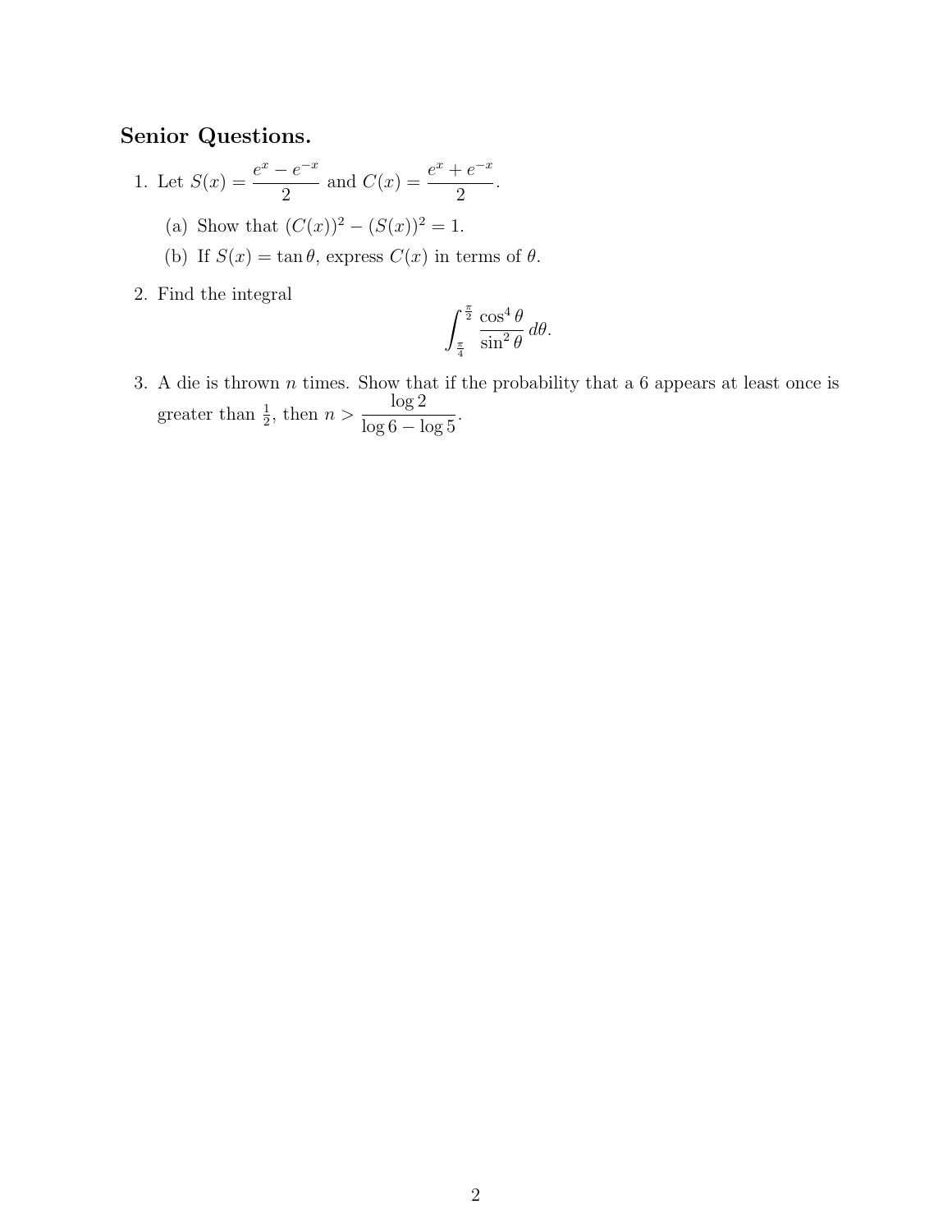## Senior Questions.

1. Let $S(x) = \dfrac{e^x - e^{-x}}{2}$ and $C(x) = \dfrac{e^x + e^{-x}}{2}$.

   (a) Show that $(C(x))^2 - (S(x))^2 = 1$.

   (b) If $S(x) = \tan\theta$, express $C(x)$ in terms of $\theta$.

2. Find the integral
$$\int_{\frac{\pi}{4}}^{\frac{\pi}{2}} \frac{\cos^4\theta}{\sin^2\theta}\, d\theta.$$

3. A die is thrown $n$ times. Show that if the probability that a 6 appears at least once is greater than $\frac{1}{2}$, then $n > \dfrac{\log 2}{\log 6 - \log 5}$.